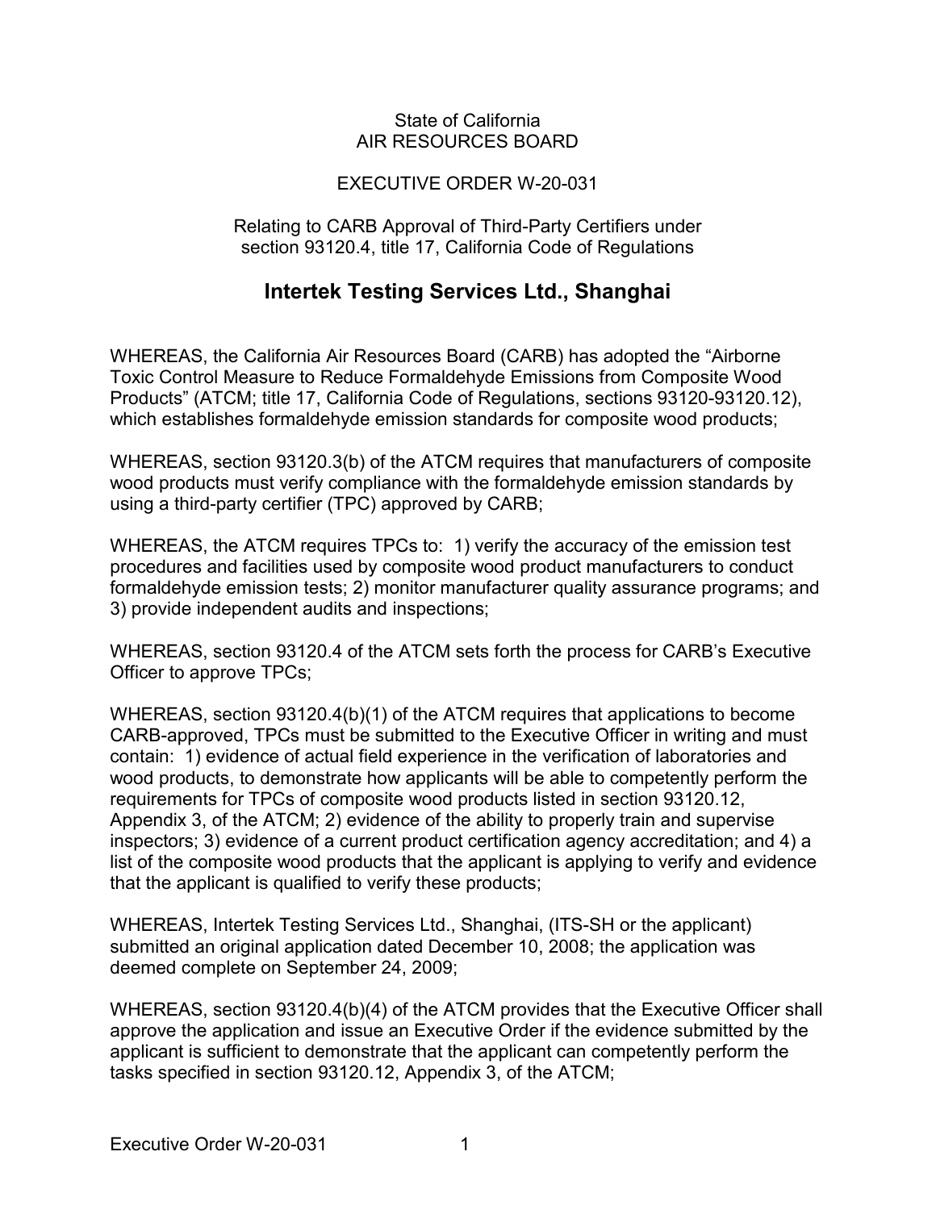State of California
AIR RESOURCES BOARD

EXECUTIVE ORDER W-20-031

Relating to CARB Approval of Third-Party Certifiers under section 93120.4, title 17, California Code of Regulations

# Intertek Testing Services Ltd., Shanghai

WHEREAS, the California Air Resources Board (CARB) has adopted the "Airborne Toxic Control Measure to Reduce Formaldehyde Emissions from Composite Wood Products" (ATCM; title 17, California Code of Regulations, sections 93120-93120.12), which establishes formaldehyde emission standards for composite wood products;

WHEREAS, section 93120.3(b) of the ATCM requires that manufacturers of composite wood products must verify compliance with the formaldehyde emission standards by using a third-party certifier (TPC) approved by CARB;

WHEREAS, the ATCM requires TPCs to: 1) verify the accuracy of the emission test procedures and facilities used by composite wood product manufacturers to conduct formaldehyde emission tests; 2) monitor manufacturer quality assurance programs; and 3) provide independent audits and inspections;

WHEREAS, section 93120.4 of the ATCM sets forth the process for CARB's Executive Officer to approve TPCs;

WHEREAS, section 93120.4(b)(1) of the ATCM requires that applications to become CARB-approved, TPCs must be submitted to the Executive Officer in writing and must contain: 1) evidence of actual field experience in the verification of laboratories and wood products, to demonstrate how applicants will be able to competently perform the requirements for TPCs of composite wood products listed in section 93120.12, Appendix 3, of the ATCM; 2) evidence of the ability to properly train and supervise inspectors; 3) evidence of a current product certification agency accreditation; and 4) a list of the composite wood products that the applicant is applying to verify and evidence that the applicant is qualified to verify these products;

WHEREAS, Intertek Testing Services Ltd., Shanghai, (ITS-SH or the applicant) submitted an original application dated December 10, 2008; the application was deemed complete on September 24, 2009;

WHEREAS, section 93120.4(b)(4) of the ATCM provides that the Executive Officer shall approve the application and issue an Executive Order if the evidence submitted by the applicant is sufficient to demonstrate that the applicant can competently perform the tasks specified in section 93120.12, Appendix 3, of the ATCM;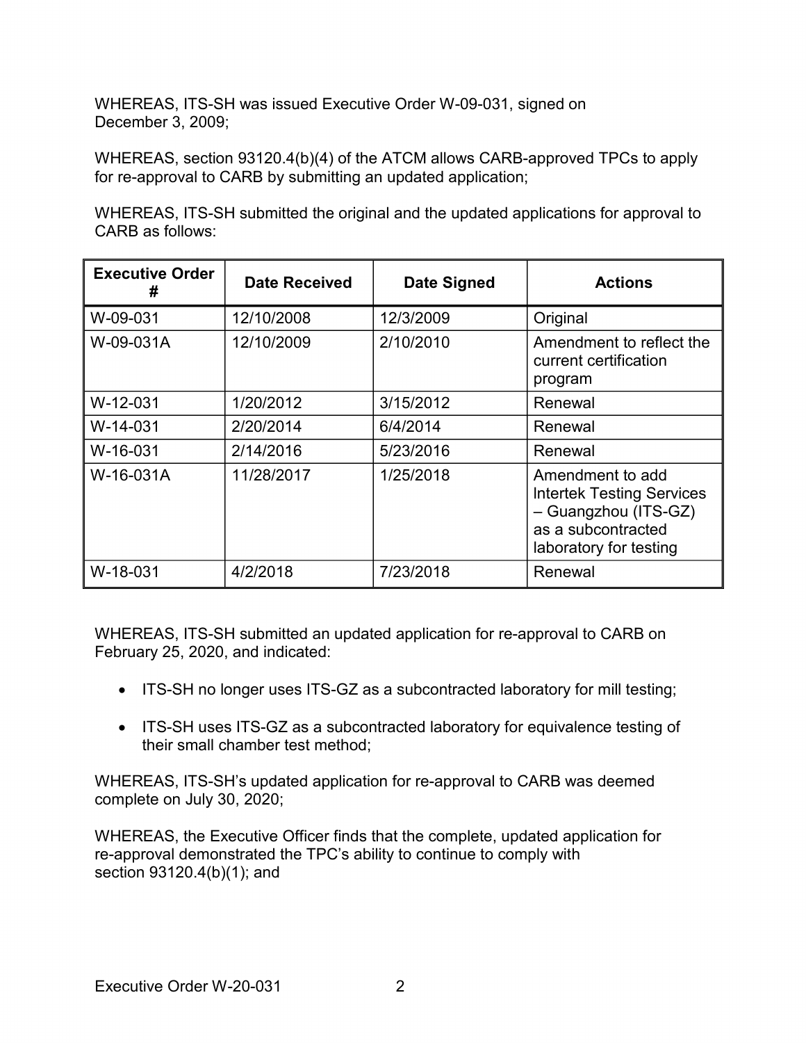WHEREAS, ITS-SH was issued Executive Order W-09-031, signed on December 3, 2009;

WHEREAS, section 93120.4(b)(4) of the ATCM allows CARB-approved TPCs to apply for re-approval to CARB by submitting an updated application;

WHEREAS, ITS-SH submitted the original and the updated applications for approval to CARB as follows:

| Executive Order # | Date Received | Date Signed | Actions |
|---|---|---|---|
| W-09-031 | 12/10/2008 | 12/3/2009 | Original |
| W-09-031A | 12/10/2009 | 2/10/2010 | Amendment to reflect the current certification program |
| W-12-031 | 1/20/2012 | 3/15/2012 | Renewal |
| W-14-031 | 2/20/2014 | 6/4/2014 | Renewal |
| W-16-031 | 2/14/2016 | 5/23/2016 | Renewal |
| W-16-031A | 11/28/2017 | 1/25/2018 | Amendment to add Intertek Testing Services – Guangzhou (ITS-GZ) as a subcontracted laboratory for testing |
| W-18-031 | 4/2/2018 | 7/23/2018 | Renewal |

WHEREAS, ITS-SH submitted an updated application for re-approval to CARB on February 25, 2020, and indicated:

- ITS-SH no longer uses ITS-GZ as a subcontracted laboratory for mill testing;
- ITS-SH uses ITS-GZ as a subcontracted laboratory for equivalence testing of their small chamber test method;

WHEREAS, ITS-SH's updated application for re-approval to CARB was deemed complete on July 30, 2020;

WHEREAS, the Executive Officer finds that the complete, updated application for re-approval demonstrated the TPC's ability to continue to comply with section 93120.4(b)(1); and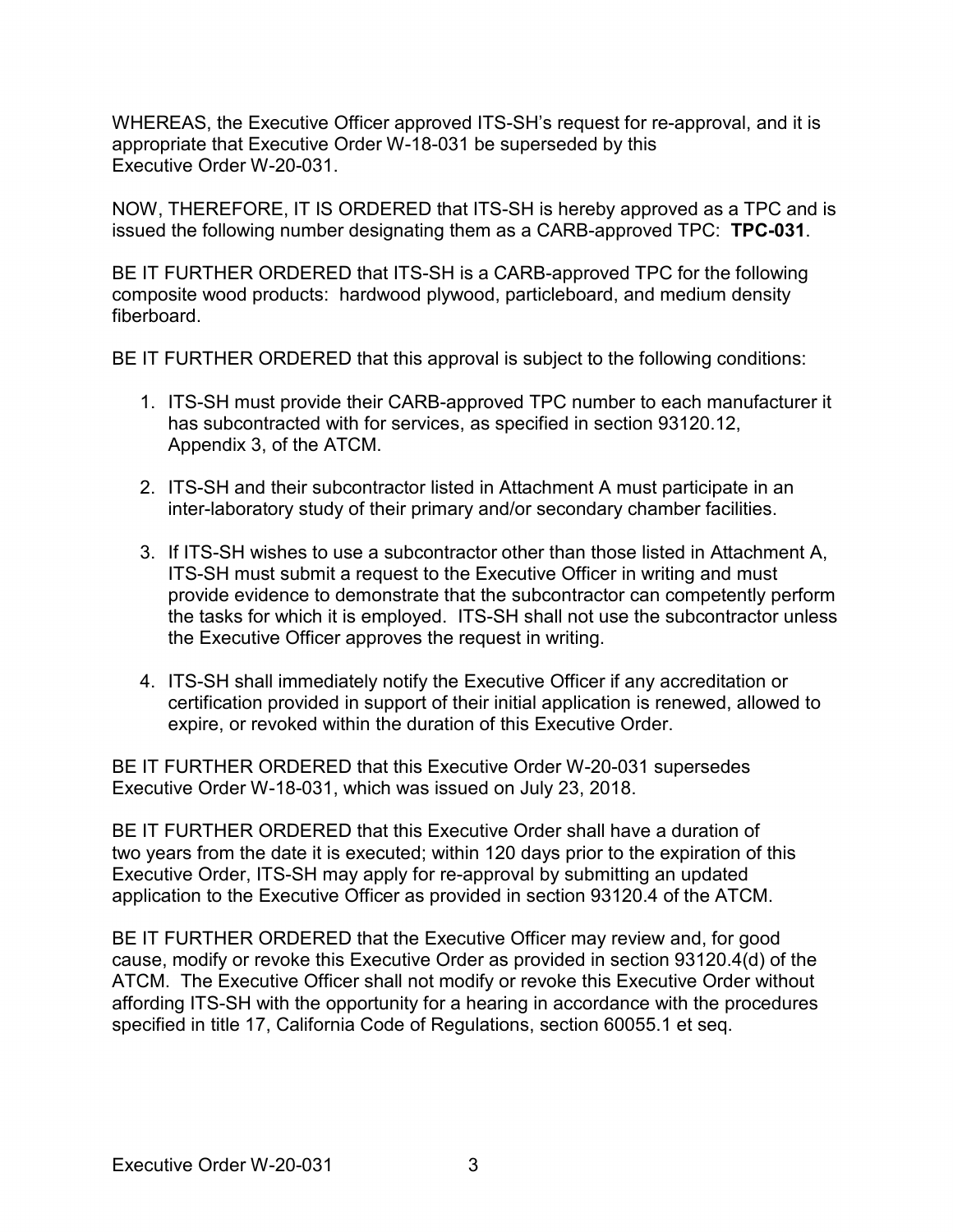WHEREAS, the Executive Officer approved ITS-SH's request for re-approval, and it is appropriate that Executive Order W-18-031 be superseded by this Executive Order W-20-031.

NOW, THEREFORE, IT IS ORDERED that ITS-SH is hereby approved as a TPC and is issued the following number designating them as a CARB-approved TPC: **TPC-031**.

BE IT FURTHER ORDERED that ITS-SH is a CARB-approved TPC for the following composite wood products: hardwood plywood, particleboard, and medium density fiberboard.

BE IT FURTHER ORDERED that this approval is subject to the following conditions:

1. ITS-SH must provide their CARB-approved TPC number to each manufacturer it has subcontracted with for services, as specified in section 93120.12, Appendix 3, of the ATCM.
2. ITS-SH and their subcontractor listed in Attachment A must participate in an inter-laboratory study of their primary and/or secondary chamber facilities.
3. If ITS-SH wishes to use a subcontractor other than those listed in Attachment A, ITS-SH must submit a request to the Executive Officer in writing and must provide evidence to demonstrate that the subcontractor can competently perform the tasks for which it is employed. ITS-SH shall not use the subcontractor unless the Executive Officer approves the request in writing.
4. ITS-SH shall immediately notify the Executive Officer if any accreditation or certification provided in support of their initial application is renewed, allowed to expire, or revoked within the duration of this Executive Order.

BE IT FURTHER ORDERED that this Executive Order W-20-031 supersedes Executive Order W-18-031, which was issued on July 23, 2018.

BE IT FURTHER ORDERED that this Executive Order shall have a duration of two years from the date it is executed; within 120 days prior to the expiration of this Executive Order, ITS-SH may apply for re-approval by submitting an updated application to the Executive Officer as provided in section 93120.4 of the ATCM.

BE IT FURTHER ORDERED that the Executive Officer may review and, for good cause, modify or revoke this Executive Order as provided in section 93120.4(d) of the ATCM. The Executive Officer shall not modify or revoke this Executive Order without affording ITS-SH with the opportunity for a hearing in accordance with the procedures specified in title 17, California Code of Regulations, section 60055.1 et seq.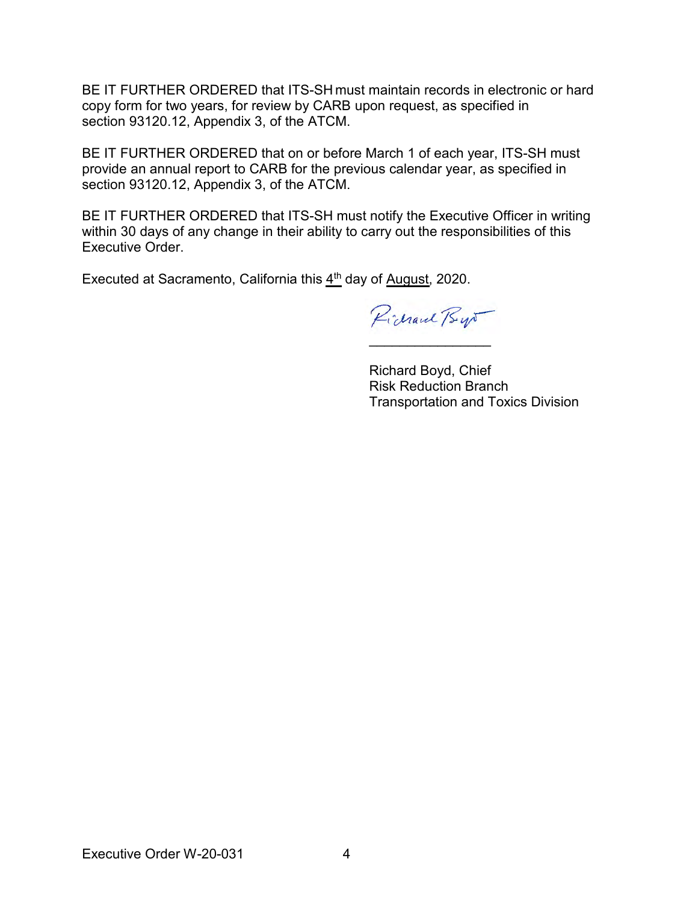BE IT FURTHER ORDERED that ITS-SH must maintain records in electronic or hard copy form for two years, for review by CARB upon request, as specified in section 93120.12, Appendix 3, of the ATCM.

BE IT FURTHER ORDERED that on or before March 1 of each year, ITS-SH must provide an annual report to CARB for the previous calendar year, as specified in section 93120.12, Appendix 3, of the ATCM.

BE IT FURTHER ORDERED that ITS-SH must notify the Executive Officer in writing within 30 days of any change in their ability to carry out the responsibilities of this Executive Order.

Executed at Sacramento, California this 4th day of August, 2020.

Richard Boyd

\_\_\_\_\_\_\_\_\_\_\_\_\_\_\_\_\_

Richard Boyd, Chief
Risk Reduction Branch
Transportation and Toxics Division

Executive Order W-20-031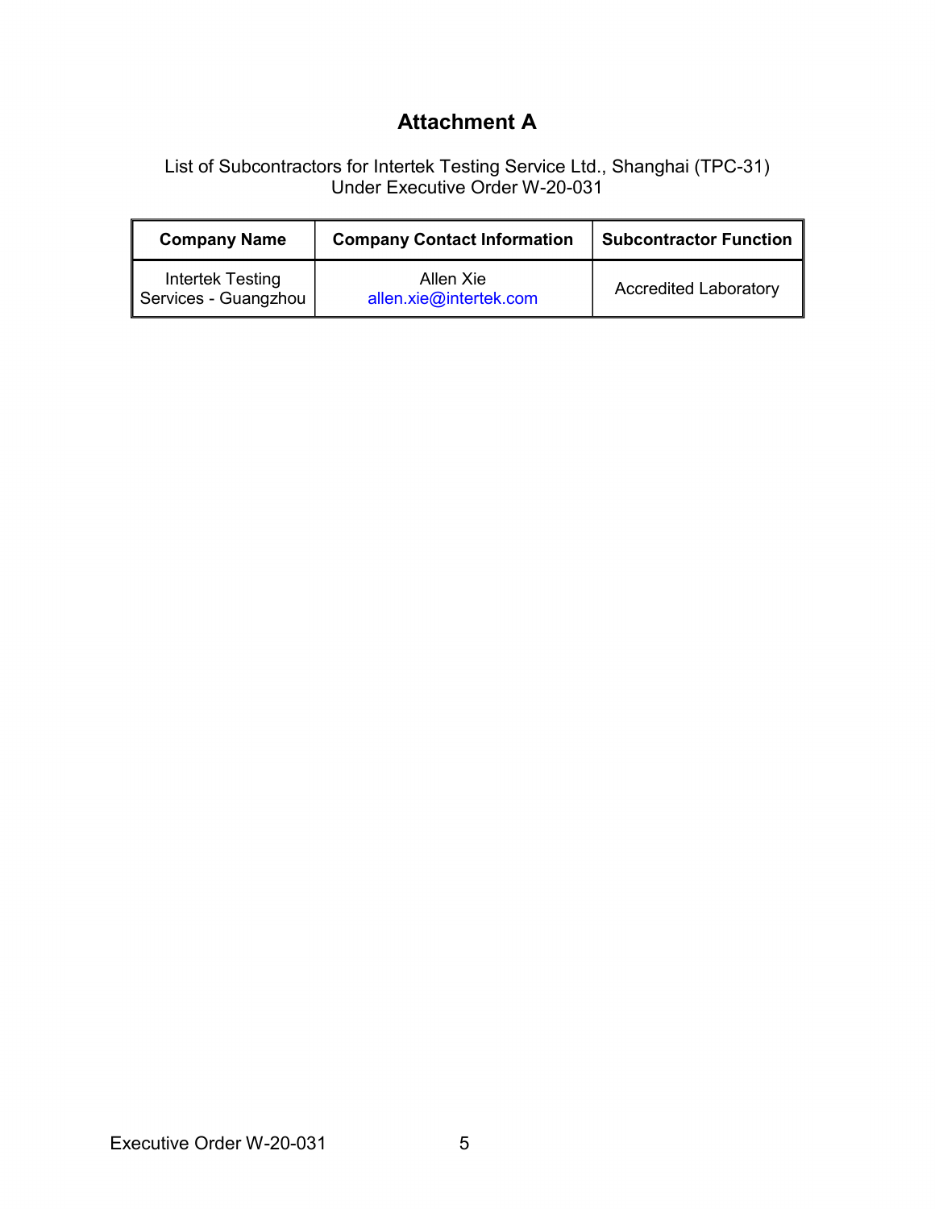# Attachment A

List of Subcontractors for Intertek Testing Service Ltd., Shanghai (TPC-31)
Under Executive Order W-20-031

| Company Name | Company Contact Information | Subcontractor Function |
|---|---|---|
| Intertek Testing Services - Guangzhou | Allen Xie allen.xie@intertek.com | Accredited Laboratory |